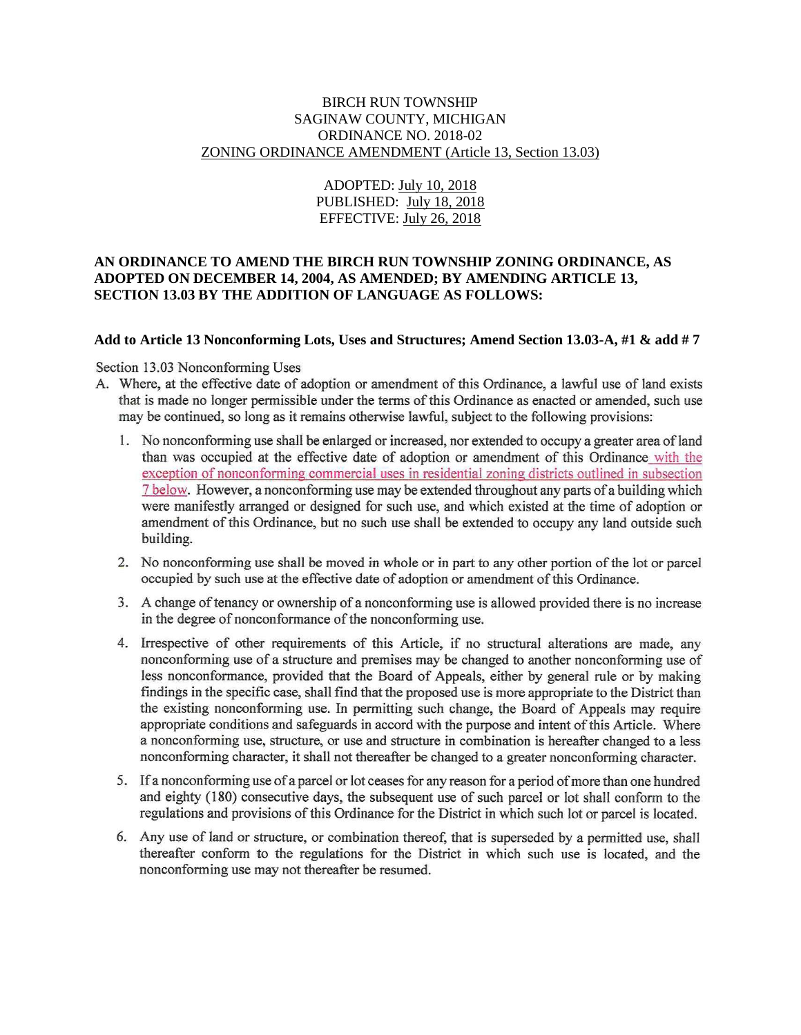BIRCH RUN TOWNSHIP
SAGINAW COUNTY, MICHIGAN
ORDINANCE NO. 2018-02
ZONING ORDINANCE AMENDMENT (Article 13, Section 13.03)

ADOPTED: July 10, 2018
PUBLISHED: July 18, 2018
EFFECTIVE: July 26, 2018

**AN ORDINANCE TO AMEND THE BIRCH RUN TOWNSHIP ZONING ORDINANCE, AS ADOPTED ON DECEMBER 14, 2004, AS AMENDED; BY AMENDING ARTICLE 13, SECTION 13.03 BY THE ADDITION OF LANGUAGE AS FOLLOWS:**

**Add to Article 13 Nonconforming Lots, Uses and Structures; Amend Section 13.03-A, #1 & add # 7**

Section 13.03 Nonconforming Uses

A. Where, at the effective date of adoption or amendment of this Ordinance, a lawful use of land exists that is made no longer permissible under the terms of this Ordinance as enacted or amended, such use may be continued, so long as it remains otherwise lawful, subject to the following provisions:

1. No nonconforming use shall be enlarged or increased, nor extended to occupy a greater area of land than was occupied at the effective date of adoption or amendment of this Ordinance with the exception of nonconforming commercial uses in residential zoning districts outlined in subsection 7 below. However, a nonconforming use may be extended throughout any parts of a building which were manifestly arranged or designed for such use, and which existed at the time of adoption or amendment of this Ordinance, but no such use shall be extended to occupy any land outside such building.

2. No nonconforming use shall be moved in whole or in part to any other portion of the lot or parcel occupied by such use at the effective date of adoption or amendment of this Ordinance.

3. A change of tenancy or ownership of a nonconforming use is allowed provided there is no increase in the degree of nonconformance of the nonconforming use.

4. Irrespective of other requirements of this Article, if no structural alterations are made, any nonconforming use of a structure and premises may be changed to another nonconforming use of less nonconformance, provided that the Board of Appeals, either by general rule or by making findings in the specific case, shall find that the proposed use is more appropriate to the District than the existing nonconforming use. In permitting such change, the Board of Appeals may require appropriate conditions and safeguards in accord with the purpose and intent of this Article. Where a nonconforming use, structure, or use and structure in combination is hereafter changed to a less nonconforming character, it shall not thereafter be changed to a greater nonconforming character.

5. If a nonconforming use of a parcel or lot ceases for any reason for a period of more than one hundred and eighty (180) consecutive days, the subsequent use of such parcel or lot shall conform to the regulations and provisions of this Ordinance for the District in which such lot or parcel is located.

6. Any use of land or structure, or combination thereof, that is superseded by a permitted use, shall thereafter conform to the regulations for the District in which such use is located, and the nonconforming use may not thereafter be resumed.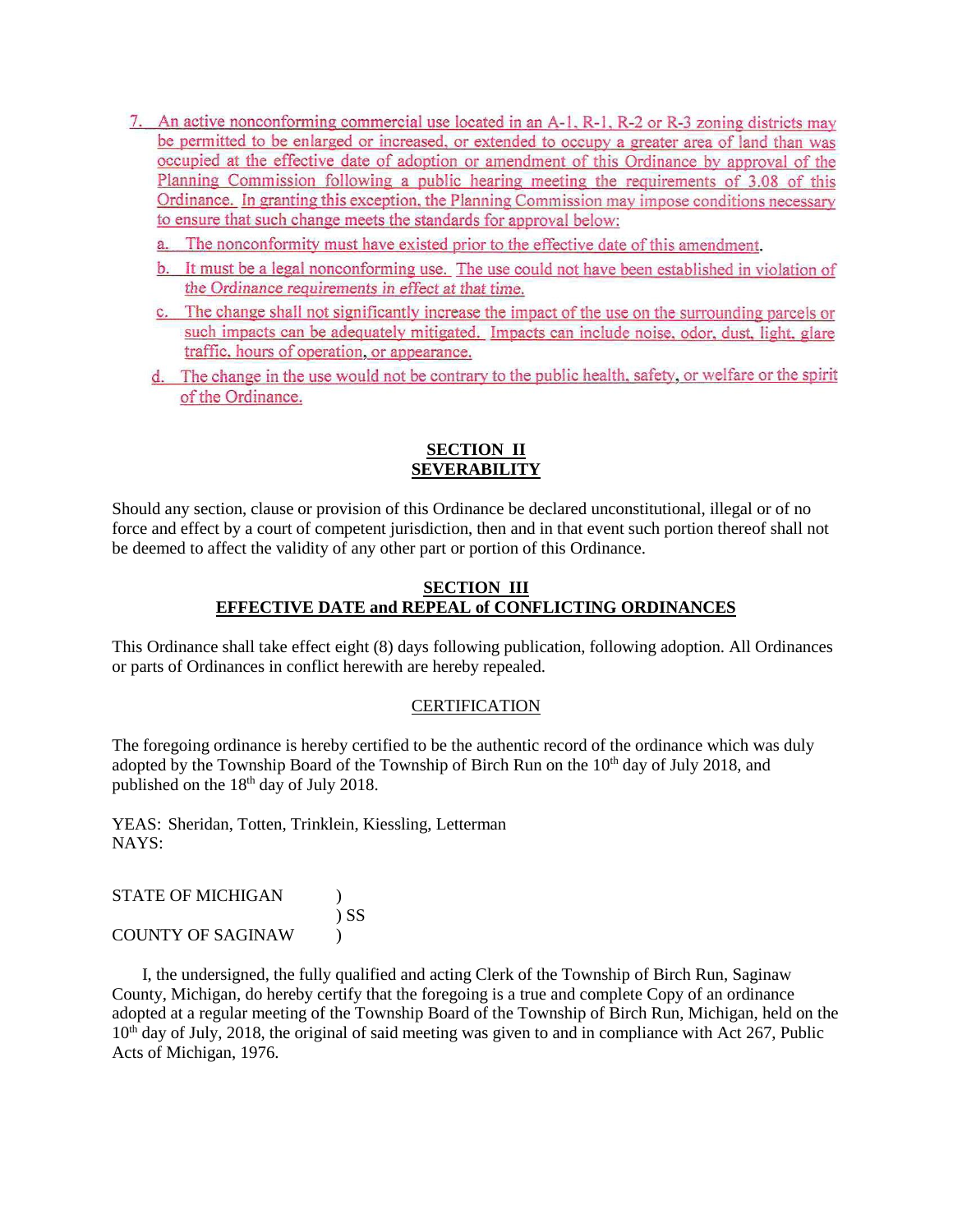7. An active nonconforming commercial use located in an A-1, R-1, R-2 or R-3 zoning districts may be permitted to be enlarged or increased, or extended to occupy a greater area of land than was occupied at the effective date of adoption or amendment of this Ordinance by approval of the Planning Commission following a public hearing meeting the requirements of 3.08 of this Ordinance. In granting this exception, the Planning Commission may impose conditions necessary to ensure that such change meets the standards for approval below:

   a. The nonconformity must have existed prior to the effective date of this amendment.

   b. It must be a legal nonconforming use. *The use could not have been established in violation of the Ordinance requirements in effect at that time.*

   c. The change shall not significantly increase the impact of the use on the surrounding parcels or such impacts can be adequately mitigated. Impacts can include noise, odor, dust, light, glare traffic, hours of operation, or appearance.

   d. The change in the use would not be contrary to the public health, safety, or welfare or the spirit of the Ordinance.

## SECTION II
## SEVERABILITY

Should any section, clause or provision of this Ordinance be declared unconstitutional, illegal or of no force and effect by a court of competent jurisdiction, then and in that event such portion thereof shall not be deemed to affect the validity of any other part or portion of this Ordinance.

## SECTION III
## EFFECTIVE DATE and REPEAL of CONFLICTING ORDINANCES

This Ordinance shall take effect eight (8) days following publication, following adoption. All Ordinances or parts of Ordinances in conflict herewith are hereby repealed.

### CERTIFICATION

The foregoing ordinance is hereby certified to be the authentic record of the ordinance which was duly adopted by the Township Board of the Township of Birch Run on the 10th day of July 2018, and published on the 18th day of July 2018.

YEAS: Sheridan, Totten, Trinklein, Kiessling, Letterman
NAYS:

STATE OF MICHIGAN )
) SS
COUNTY OF SAGINAW )

I, the undersigned, the fully qualified and acting Clerk of the Township of Birch Run, Saginaw County, Michigan, do hereby certify that the foregoing is a true and complete Copy of an ordinance adopted at a regular meeting of the Township Board of the Township of Birch Run, Michigan, held on the 10th day of July, 2018, the original of said meeting was given to and in compliance with Act 267, Public Acts of Michigan, 1976.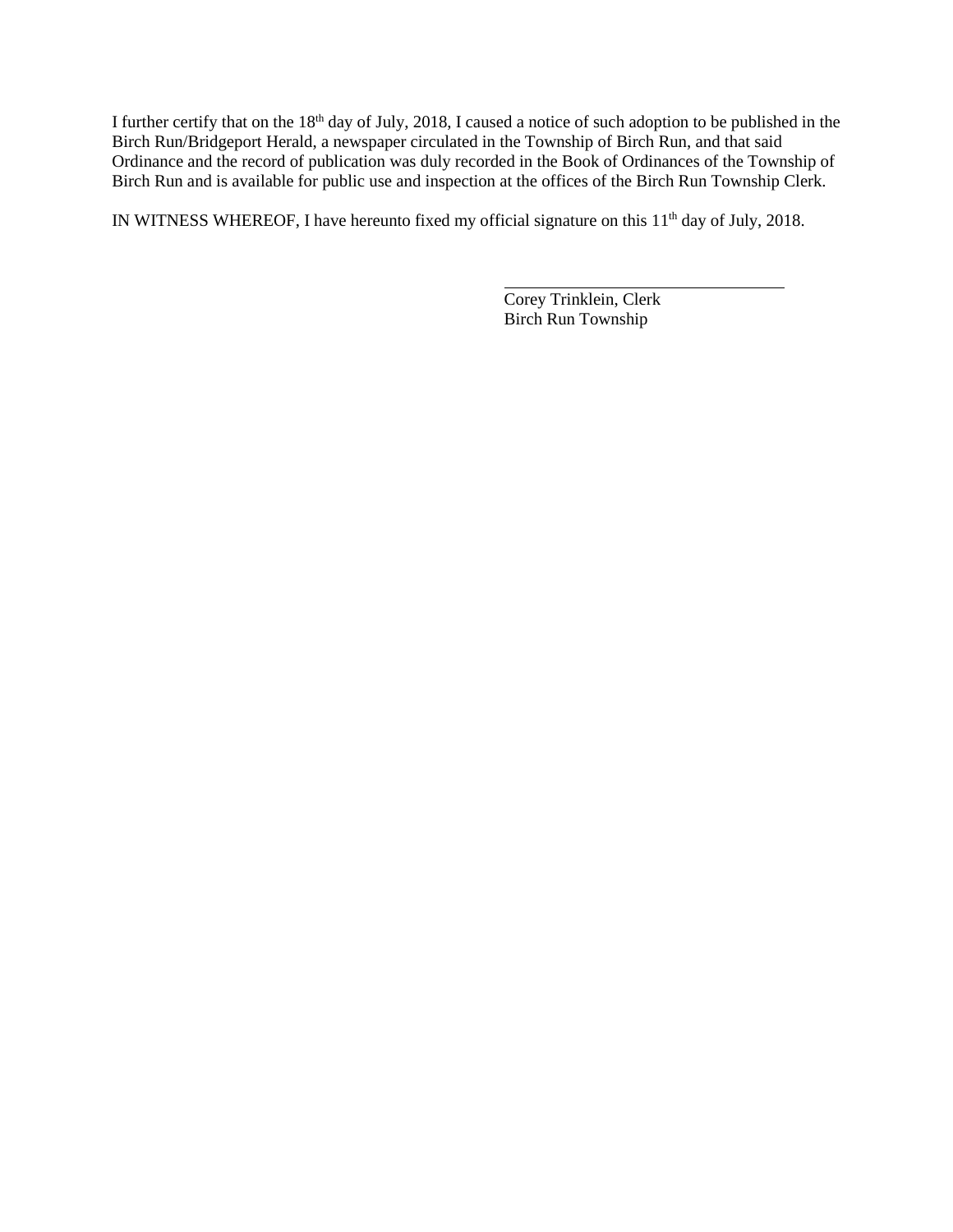I further certify that on the 18th day of July, 2018, I caused a notice of such adoption to be published in the Birch Run/Bridgeport Herald, a newspaper circulated in the Township of Birch Run, and that said Ordinance and the record of publication was duly recorded in the Book of Ordinances of the Township of Birch Run and is available for public use and inspection at the offices of the Birch Run Township Clerk.

IN WITNESS WHEREOF, I have hereunto fixed my official signature on this 11th day of July, 2018.

\_\_\_\_\_\_\_\_\_\_\_\_\_\_\_\_\_\_\_\_\_\_\_\_\_\_\_\_\_\_\_\_\_\_

Corey Trinklein, Clerk
Birch Run Township